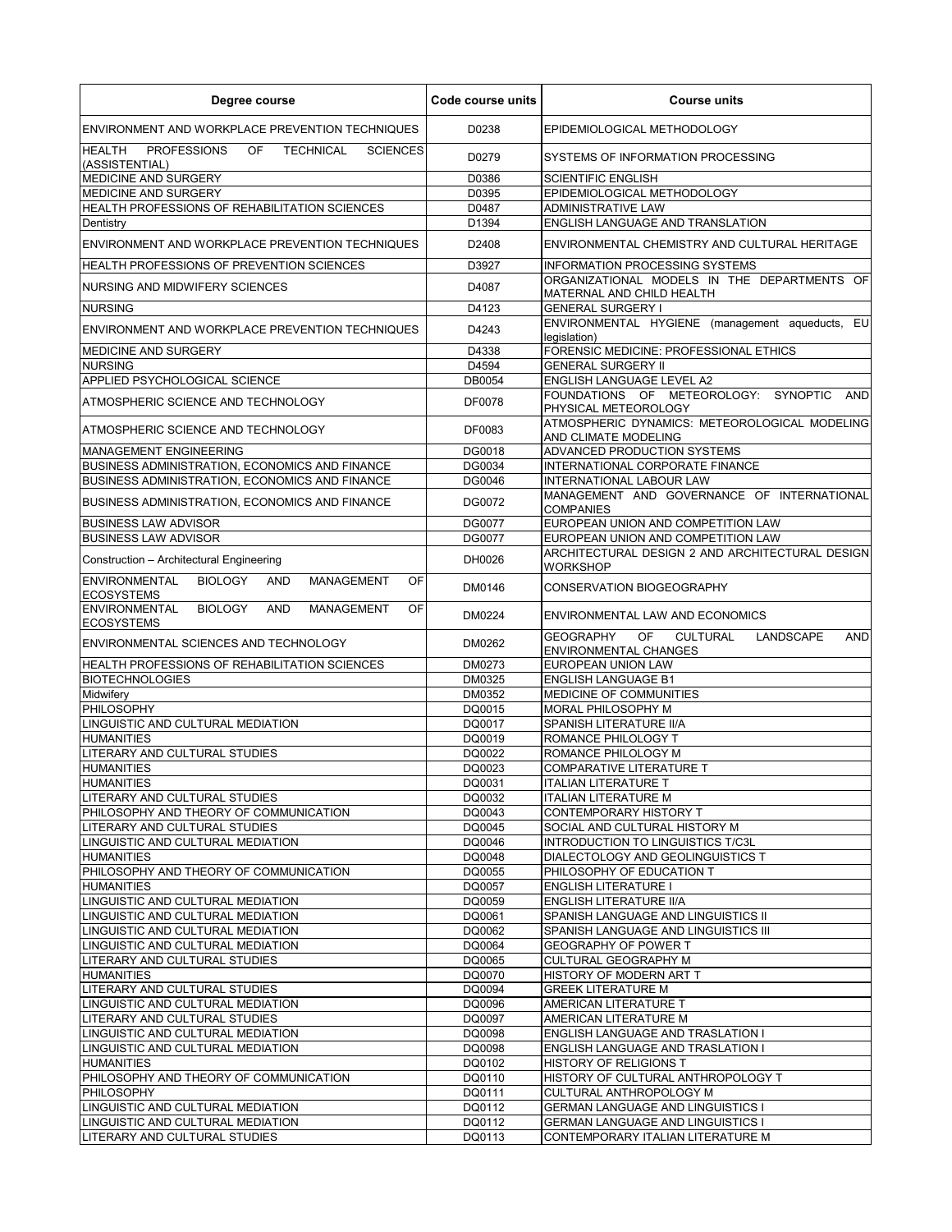| Degree course | Code course units | Course units |
|---|---|---|
| ENVIRONMENT AND WORKPLACE PREVENTION TECHNIQUES | D0238 | EPIDEMIOLOGICAL METHODOLOGY |
| HEALTH PROFESSIONS OF TECHNICAL SCIENCES (ASSISTENTIAL) | D0279 | SYSTEMS OF INFORMATION PROCESSING |
| MEDICINE AND SURGERY | D0386 | SCIENTIFIC ENGLISH |
| MEDICINE AND SURGERY | D0395 | EPIDEMIOLOGICAL METHODOLOGY |
| HEALTH PROFESSIONS OF REHABILITATION SCIENCES | D0487 | ADMINISTRATIVE LAW |
| Dentistry | D1394 | ENGLISH LANGUAGE AND TRANSLATION |
| ENVIRONMENT AND WORKPLACE PREVENTION TECHNIQUES | D2408 | ENVIRONMENTAL CHEMISTRY AND CULTURAL HERITAGE |
| HEALTH PROFESSIONS OF PREVENTION SCIENCES | D3927 | INFORMATION PROCESSING SYSTEMS |
| NURSING AND MIDWIFERY SCIENCES | D4087 | ORGANIZATIONAL MODELS IN THE DEPARTMENTS OF MATERNAL AND CHILD HEALTH |
| NURSING | D4123 | GENERAL SURGERY I |
| ENVIRONMENT AND WORKPLACE PREVENTION TECHNIQUES | D4243 | ENVIRONMENTAL HYGIENE (management aqueducts, EU legislation) |
| MEDICINE AND SURGERY | D4338 | FORENSIC MEDICINE: PROFESSIONAL ETHICS |
| NURSING | D4594 | GENERAL SURGERY II |
| APPLIED PSYCHOLOGICAL SCIENCE | DB0054 | ENGLISH LANGUAGE LEVEL A2 |
| ATMOSPHERIC SCIENCE AND TECHNOLOGY | DF0078 | FOUNDATIONS OF METEOROLOGY: SYNOPTIC AND PHYSICAL METEOROLOGY |
| ATMOSPHERIC SCIENCE AND TECHNOLOGY | DF0083 | ATMOSPHERIC DYNAMICS: METEOROLOGICAL MODELING AND CLIMATE MODELING |
| MANAGEMENT ENGINEERING | DG0018 | ADVANCED PRODUCTION SYSTEMS |
| BUSINESS ADMINISTRATION, ECONOMICS AND FINANCE | DG0034 | INTERNATIONAL CORPORATE FINANCE |
| BUSINESS ADMINISTRATION, ECONOMICS AND FINANCE | DG0046 | INTERNATIONAL LABOUR LAW |
| BUSINESS ADMINISTRATION, ECONOMICS AND FINANCE | DG0072 | MANAGEMENT AND GOVERNANCE OF INTERNATIONAL COMPANIES |
| BUSINESS LAW ADVISOR | DG0077 | EUROPEAN UNION AND COMPETITION LAW |
| BUSINESS LAW ADVISOR | DG0077 | EUROPEAN UNION AND COMPETITION LAW |
| Construction – Architectural Engineering | DH0026 | ARCHITECTURAL DESIGN 2 AND ARCHITECTURAL DESIGN WORKSHOP |
| ENVIRONMENTAL BIOLOGY AND MANAGEMENT OF ECOSYSTEMS | DM0146 | CONSERVATION BIOGEOGRAPHY |
| ENVIRONMENTAL BIOLOGY AND MANAGEMENT OF ECOSYSTEMS | DM0224 | ENVIRONMENTAL LAW AND ECONOMICS |
| ENVIRONMENTAL SCIENCES AND TECHNOLOGY | DM0262 | GEOGRAPHY OF CULTURAL LANDSCAPE AND ENVIRONMENTAL CHANGES |
| HEALTH PROFESSIONS OF REHABILITATION SCIENCES | DM0273 | EUROPEAN UNION LAW |
| BIOTECHNOLOGIES | DM0325 | ENGLISH LANGUAGE B1 |
| Midwifery | DM0352 | MEDICINE OF COMMUNITIES |
| PHILOSOPHY | DQ0015 | MORAL PHILOSOPHY M |
| LINGUISTIC AND CULTURAL MEDIATION | DQ0017 | SPANISH LITERATURE II/A |
| HUMANITIES | DQ0019 | ROMANCE PHILOLOGY T |
| LITERARY AND CULTURAL STUDIES | DQ0022 | ROMANCE PHILOLOGY M |
| HUMANITIES | DQ0023 | COMPARATIVE LITERATURE T |
| HUMANITIES | DQ0031 | ITALIAN LITERATURE T |
| LITERARY AND CULTURAL STUDIES | DQ0032 | ITALIAN LITERATURE M |
| PHILOSOPHY AND THEORY OF COMMUNICATION | DQ0043 | CONTEMPORARY HISTORY T |
| LITERARY AND CULTURAL STUDIES | DQ0045 | SOCIAL AND CULTURAL HISTORY M |
| LINGUISTIC AND CULTURAL MEDIATION | DQ0046 | INTRODUCTION TO LINGUISTICS T/C3L |
| HUMANITIES | DQ0048 | DIALECTOLOGY AND GEOLINGUISTICS T |
| PHILOSOPHY AND THEORY OF COMMUNICATION | DQ0055 | PHILOSOPHY OF EDUCATION T |
| HUMANITIES | DQ0057 | ENGLISH LITERATURE I |
| LINGUISTIC AND CULTURAL MEDIATION | DQ0059 | ENGLISH LITERATURE II/A |
| LINGUISTIC AND CULTURAL MEDIATION | DQ0061 | SPANISH LANGUAGE AND LINGUISTICS II |
| LINGUISTIC AND CULTURAL MEDIATION | DQ0062 | SPANISH LANGUAGE AND LINGUISTICS III |
| LINGUISTIC AND CULTURAL MEDIATION | DQ0064 | GEOGRAPHY OF POWER T |
| LITERARY AND CULTURAL STUDIES | DQ0065 | CULTURAL GEOGRAPHY M |
| HUMANITIES | DQ0070 | HISTORY OF MODERN ART T |
| LITERARY AND CULTURAL STUDIES | DQ0094 | GREEK LITERATURE M |
| LINGUISTIC AND CULTURAL MEDIATION | DQ0096 | AMERICAN LITERATURE T |
| LITERARY AND CULTURAL STUDIES | DQ0097 | AMERICAN LITERATURE M |
| LINGUISTIC AND CULTURAL MEDIATION | DQ0098 | ENGLISH LANGUAGE AND TRASLATION I |
| LINGUISTIC AND CULTURAL MEDIATION | DQ0098 | ENGLISH LANGUAGE AND TRASLATION I |
| HUMANITIES | DQ0102 | HISTORY OF RELIGIONS T |
| PHILOSOPHY AND THEORY OF COMMUNICATION | DQ0110 | HISTORY OF CULTURAL ANTHROPOLOGY T |
| PHILOSOPHY | DQ0111 | CULTURAL ANTHROPOLOGY M |
| LINGUISTIC AND CULTURAL MEDIATION | DQ0112 | GERMAN LANGUAGE AND LINGUISTICS I |
| LINGUISTIC AND CULTURAL MEDIATION | DQ0112 | GERMAN LANGUAGE AND LINGUISTICS I |
| LITERARY AND CULTURAL STUDIES | DQ0113 | CONTEMPORARY ITALIAN LITERATURE M |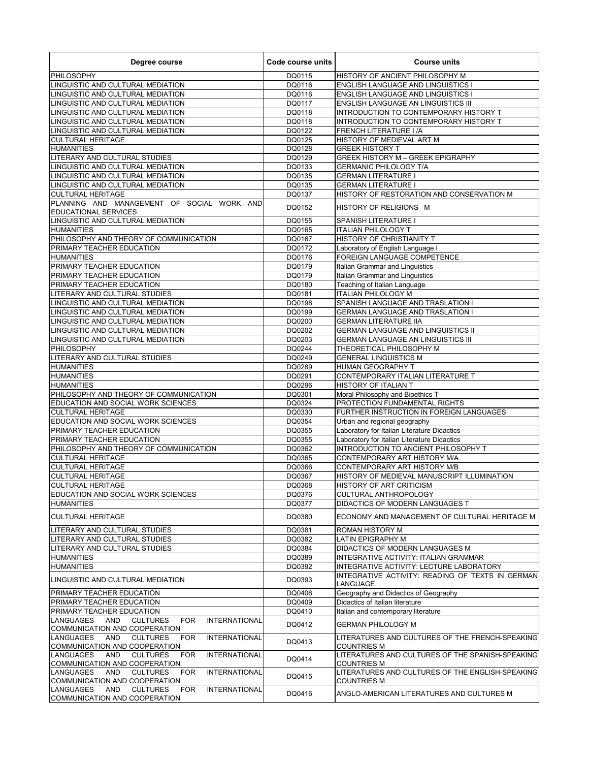| Degree course | Code course units | Course units |
| --- | --- | --- |
| PHILOSOPHY | DQ0115 | HISTORY OF ANCIENT PHILOSOPHY M |
| LINGUISTIC AND CULTURAL MEDIATION | DQ0116 | ENGLISH LANGUAGE AND LINGUISTICS I |
| LINGUISTIC AND CULTURAL MEDIATION | DQ0116 | ENGLISH LANGUAGE AND LINGUISTICS I |
| LINGUISTIC AND CULTURAL MEDIATION | DQ0117 | ENGLISH LANGUAGE AN LINGUISTICS III |
| LINGUISTIC AND CULTURAL MEDIATION | DQ0118 | INTRODUCTION TO CONTEMPORARY HISTORY T |
| LINGUISTIC AND CULTURAL MEDIATION | DQ0118 | INTRODUCTION TO CONTEMPORARY HISTORY T |
| LINGUISTIC AND CULTURAL MEDIATION | DQ0122 | FRENCH LITERATURE I /A |
| CULTURAL HERITAGE | DQ0125 | HISTORY OF MEDIEVAL ART M |
| HUMANITIES | DQ0128 | GREEK HISTORY T |
| LITERARY AND CULTURAL STUDIES | DQ0129 | GREEK HISTORY M – GREEK EPIGRAPHY |
| LINGUISTIC AND CULTURAL MEDIATION | DQ0133 | GERMANIC PHILOLOGY T/A |
| LINGUISTIC AND CULTURAL MEDIATION | DQ0135 | GERMAN LITERATURE I |
| LINGUISTIC AND CULTURAL MEDIATION | DQ0135 | GERMAN LITERATURE I |
| CULTURAL HERITAGE | DQ0137 | HISTORY OF RESTORATION AND CONSERVATION M |
| PLANNING AND MANAGEMENT OF SOCIAL WORK AND EDUCATIONAL SERVICES | DQ0152 | HISTORY OF RELIGIONS– M |
| LINGUISTIC AND CULTURAL MEDIATION | DQ0155 | SPANISH LITERATURE I |
| HUMANITIES | DQ0165 | ITALIAN PHILOLOGY T |
| PHILOSOPHY AND THEORY OF COMMUNICATION | DQ0167 | HISTORY OF CHRISTIANITY T |
| PRIMARY TEACHER EDUCATION | DQ0172 | Laboratory of English Language I |
| HUMANITIES | DQ0176 | FOREIGN LANGUAGE COMPETENCE |
| PRIMARY TEACHER EDUCATION | DQ0179 | Italian Grammar and Linguistics |
| PRIMARY TEACHER EDUCATION | DQ0179 | Italian Grammar and Linguistics |
| PRIMARY TEACHER EDUCATION | DQ0180 | Teaching of Italian Language |
| LITERARY AND CULTURAL STUDIES | DQ0181 | ITALIAN PHILOLOGY M |
| LINGUISTIC AND CULTURAL MEDIATION | DQ0198 | SPANISH LANGUAGE AND TRASLATION I |
| LINGUISTIC AND CULTURAL MEDIATION | DQ0199 | GERMAN LANGUAGE AND TRASLATION I |
| LINGUISTIC AND CULTURAL MEDIATION | DQ0200 | GERMAN LITERATURE IIA |
| LINGUISTIC AND CULTURAL MEDIATION | DQ0202 | GERMAN LANGUAGE AND LINGUISTICS II |
| LINGUISTIC AND CULTURAL MEDIATION | DQ0203 | GERMAN LANGUAGE AN LINGUISTICS III |
| PHILOSOPHY | DQ0244 | THEORETICAL PHILOSOPHY M |
| LITERARY AND CULTURAL STUDIES | DQ0249 | GENERAL LINGUISTICS M |
| HUMANITIES | DQ0289 | HUMAN GEOGRAPHY T |
| HUMANITIES | DQ0291 | CONTEMPORARY ITALIAN LITERATURE T |
| HUMANITIES | DQ0296 | HISTORY OF ITALIAN T |
| PHILOSOPHY AND THEORY OF COMMUNICATION | DQ0301 | Moral Philosophy and Bioethics T |
| EDUCATION AND SOCIAL WORK SCIENCES | DQ0324 | PROTECTION FUNDAMENTAL RIGHTS |
| CULTURAL HERITAGE | DQ0330 | FURTHER INSTRUCTION IN FOREIGN LANGUAGES |
| EDUCATION AND SOCIAL WORK SCIENCES | DQ0354 | Urban and regional geography |
| PRIMARY TEACHER EDUCATION | DQ0355 | Laboratory for Italian Literature Didactics |
| PRIMARY TEACHER EDUCATION | DQ0355 | Laboratory for Italian Literature Didactics |
| PHILOSOPHY AND THEORY OF COMMUNICATION | DQ0362 | INTRODUCTION TO ANCIENT PHILOSOPHY T |
| CULTURAL HERITAGE | DQ0365 | CONTEMPORARY ART HISTORY M/A |
| CULTURAL HERITAGE | DQ0366 | CONTEMPORARY ART HISTORY M/B |
| CULTURAL HERITAGE | DQ0367 | HISTORY OF MEDIEVAL MANUSCRIPT ILLUMINATION |
| CULTURAL HERITAGE | DQ0368 | HISTORY OF ART CRITICISM |
| EDUCATION AND SOCIAL WORK SCIENCES | DQ0376 | CULTURAL ANTHROPOLOGY |
| HUMANITIES | DQ0377 | DIDACTICS OF MODERN LANGUAGES T |
| CULTURAL HERITAGE | DQ0380 | ECONOMY AND MANAGEMENT OF CULTURAL HERITAGE M |
| LITERARY AND CULTURAL STUDIES | DQ0381 | ROMAN HISTORY M |
| LITERARY AND CULTURAL STUDIES | DQ0382 | LATIN EPIGRAPHY M |
| LITERARY AND CULTURAL STUDIES | DQ0384 | DIDACTICS OF MODERN LANGUAGES M |
| HUMANITIES | DQ0389 | INTEGRATIVE ACTIVITY: ITALIAN GRAMMAR |
| HUMANITIES | DQ0392 | INTEGRATIVE ACTIVITY: LECTURE LABORATORY |
| LINGUISTIC AND CULTURAL MEDIATION | DQ0393 | INTEGRATIVE ACTIVITY: READING OF TEXTS IN GERMAN LANGUAGE |
| PRIMARY TEACHER EDUCATION | DQ0406 | Geography and Didactics of Geography |
| PRIMARY TEACHER EDUCATION | DQ0409 | Didactics of Italian literature |
| PRIMARY TEACHER EDUCATION | DQ0410 | Italian and contemporary literature |
| LANGUAGES AND CULTURES FOR INTERNATIONAL COMMUNICATION AND COOPERATION | DQ0412 | GERMAN PHILOLOGY M |
| LANGUAGES AND CULTURES FOR INTERNATIONAL COMMUNICATION AND COOPERATION | DQ0413 | LITERATURES AND CULTURES OF THE FRENCH-SPEAKING COUNTRIES M |
| LANGUAGES AND CULTURES FOR INTERNATIONAL COMMUNICATION AND COOPERATION | DQ0414 | LITERATURES AND CULTURES OF THE SPANISH-SPEAKING COUNTRIES M |
| LANGUAGES AND CULTURES FOR INTERNATIONAL COMMUNICATION AND COOPERATION | DQ0415 | LITERATURES AND CULTURES OF THE ENGLISH-SPEAKING COUNTRIES M |
| LANGUAGES AND CULTURES FOR INTERNATIONAL COMMUNICATION AND COOPERATION | DQ0416 | ANGLO-AMERICAN LITERATURES AND CULTURES M |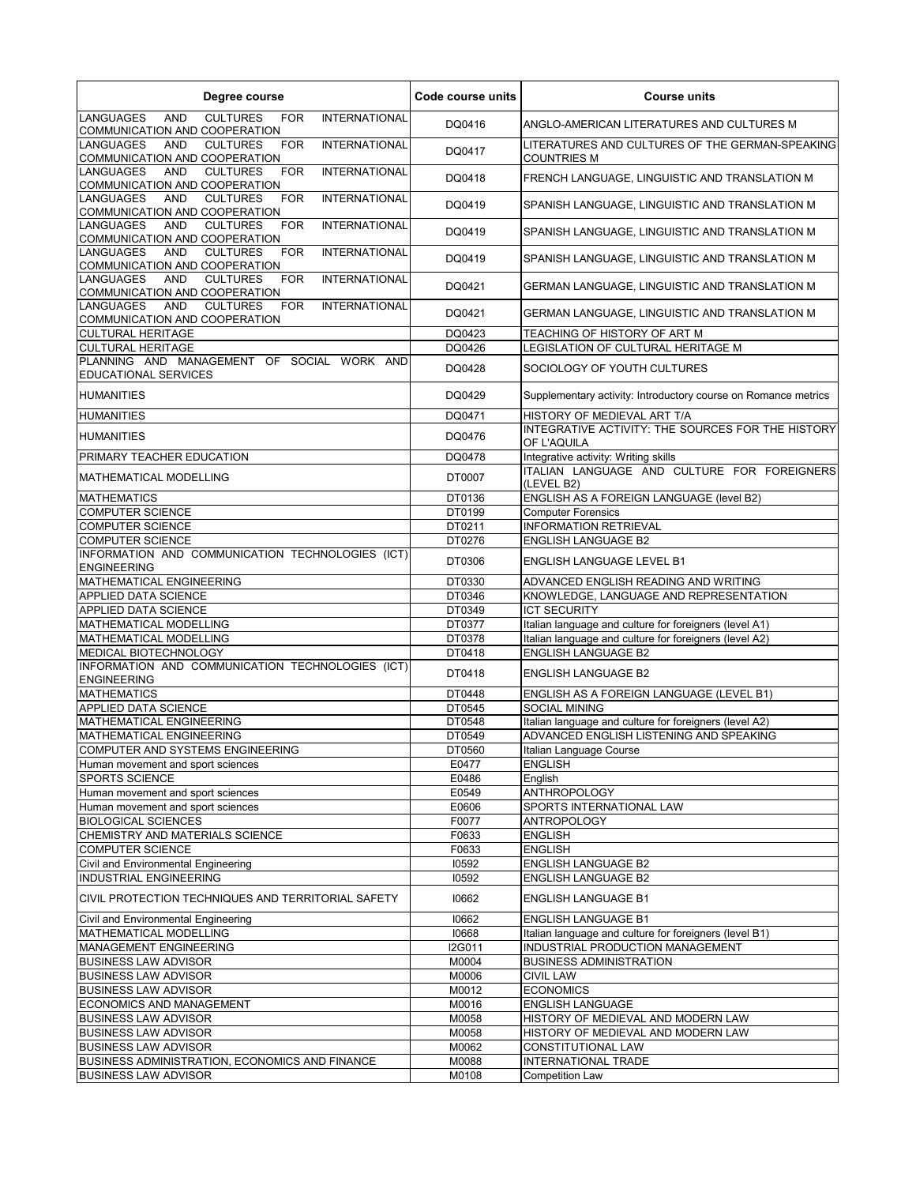| Degree course | Code course units | Course units |
| --- | --- | --- |
| LANGUAGES AND CULTURES FOR INTERNATIONAL COMMUNICATION AND COOPERATION | DQ0416 | ANGLO-AMERICAN LITERATURES AND CULTURES M |
| LANGUAGES AND CULTURES FOR INTERNATIONAL COMMUNICATION AND COOPERATION | DQ0417 | LITERATURES AND CULTURES OF THE GERMAN-SPEAKING COUNTRIES M |
| LANGUAGES AND CULTURES FOR INTERNATIONAL COMMUNICATION AND COOPERATION | DQ0418 | FRENCH LANGUAGE, LINGUISTIC AND TRANSLATION M |
| LANGUAGES AND CULTURES FOR INTERNATIONAL COMMUNICATION AND COOPERATION | DQ0419 | SPANISH LANGUAGE, LINGUISTIC AND TRANSLATION M |
| LANGUAGES AND CULTURES FOR INTERNATIONAL COMMUNICATION AND COOPERATION | DQ0419 | SPANISH LANGUAGE, LINGUISTIC AND TRANSLATION M |
| LANGUAGES AND CULTURES FOR INTERNATIONAL COMMUNICATION AND COOPERATION | DQ0419 | SPANISH LANGUAGE, LINGUISTIC AND TRANSLATION M |
| LANGUAGES AND CULTURES FOR INTERNATIONAL COMMUNICATION AND COOPERATION | DQ0421 | GERMAN LANGUAGE, LINGUISTIC AND TRANSLATION M |
| LANGUAGES AND CULTURES FOR INTERNATIONAL COMMUNICATION AND COOPERATION | DQ0421 | GERMAN LANGUAGE, LINGUISTIC AND TRANSLATION M |
| CULTURAL HERITAGE | DQ0423 | TEACHING OF HISTORY OF ART M |
| CULTURAL HERITAGE | DQ0426 | LEGISLATION OF CULTURAL HERITAGE M |
| PLANNING AND MANAGEMENT OF SOCIAL WORK AND EDUCATIONAL SERVICES | DQ0428 | SOCIOLOGY OF YOUTH CULTURES |
| HUMANITIES | DQ0429 | Supplementary activity: Introductory course on Romance metrics |
| HUMANITIES | DQ0471 | HISTORY OF MEDIEVAL ART T/A |
| HUMANITIES | DQ0476 | INTEGRATIVE ACTIVITY: THE SOURCES FOR THE HISTORY OF L'AQUILA |
| PRIMARY TEACHER EDUCATION | DQ0478 | Integrative activity: Writing skills |
| MATHEMATICAL MODELLING | DT0007 | ITALIAN LANGUAGE AND CULTURE FOR FOREIGNERS (LEVEL B2) |
| MATHEMATICS | DT0136 | ENGLISH AS A FOREIGN LANGUAGE (level B2) |
| COMPUTER SCIENCE | DT0199 | Computer Forensics |
| COMPUTER SCIENCE | DT0211 | INFORMATION RETRIEVAL |
| COMPUTER SCIENCE | DT0276 | ENGLISH LANGUAGE B2 |
| INFORMATION AND COMMUNICATION TECHNOLOGIES (ICT) ENGINEERING | DT0306 | ENGLISH LANGUAGE LEVEL B1 |
| MATHEMATICAL ENGINEERING | DT0330 | ADVANCED ENGLISH READING AND WRITING |
| APPLIED DATA SCIENCE | DT0346 | KNOWLEDGE, LANGUAGE AND REPRESENTATION |
| APPLIED DATA SCIENCE | DT0349 | ICT SECURITY |
| MATHEMATICAL MODELLING | DT0377 | Italian language and culture for foreigners (level A1) |
| MATHEMATICAL MODELLING | DT0378 | Italian language and culture for foreigners (level A2) |
| MEDICAL BIOTECHNOLOGY | DT0418 | ENGLISH LANGUAGE B2 |
| INFORMATION AND COMMUNICATION TECHNOLOGIES (ICT) ENGINEERING | DT0418 | ENGLISH LANGUAGE B2 |
| MATHEMATICS | DT0448 | ENGLISH AS A FOREIGN LANGUAGE (LEVEL B1) |
| APPLIED DATA SCIENCE | DT0545 | SOCIAL MINING |
| MATHEMATICAL ENGINEERING | DT0548 | Italian language and culture for foreigners (level A2) |
| MATHEMATICAL ENGINEERING | DT0549 | ADVANCED ENGLISH LISTENING AND SPEAKING |
| COMPUTER AND SYSTEMS ENGINEERING | DT0560 | Italian Language Course |
| Human movement and sport sciences | E0477 | ENGLISH |
| SPORTS SCIENCE | E0486 | English |
| Human movement and sport sciences | E0549 | ANTHROPOLOGY |
| Human movement and sport sciences | E0606 | SPORTS INTERNATIONAL LAW |
| BIOLOGICAL SCIENCES | F0077 | ANTROPOLOGY |
| CHEMISTRY AND MATERIALS SCIENCE | F0633 | ENGLISH |
| COMPUTER SCIENCE | F0633 | ENGLISH |
| Civil and Environmental Engineering | I0592 | ENGLISH LANGUAGE B2 |
| INDUSTRIAL ENGINEERING | I0592 | ENGLISH LANGUAGE B2 |
| CIVIL PROTECTION TECHNIQUES AND TERRITORIAL SAFETY | I0662 | ENGLISH LANGUAGE B1 |
| Civil and Environmental Engineering | I0662 | ENGLISH LANGUAGE B1 |
| MATHEMATICAL MODELLING | I0668 | Italian language and culture for foreigners (level B1) |
| MANAGEMENT ENGINEERING | I2G011 | INDUSTRIAL PRODUCTION MANAGEMENT |
| BUSINESS LAW ADVISOR | M0004 | BUSINESS ADMINISTRATION |
| BUSINESS LAW ADVISOR | M0006 | CIVIL LAW |
| BUSINESS LAW ADVISOR | M0012 | ECONOMICS |
| ECONOMICS AND MANAGEMENT | M0016 | ENGLISH LANGUAGE |
| BUSINESS LAW ADVISOR | M0058 | HISTORY OF MEDIEVAL AND MODERN LAW |
| BUSINESS LAW ADVISOR | M0058 | HISTORY OF MEDIEVAL AND MODERN LAW |
| BUSINESS LAW ADVISOR | M0062 | CONSTITUTIONAL LAW |
| BUSINESS ADMINISTRATION, ECONOMICS AND FINANCE | M0088 | INTERNATIONAL TRADE |
| BUSINESS LAW ADVISOR | M0108 | Competition Law |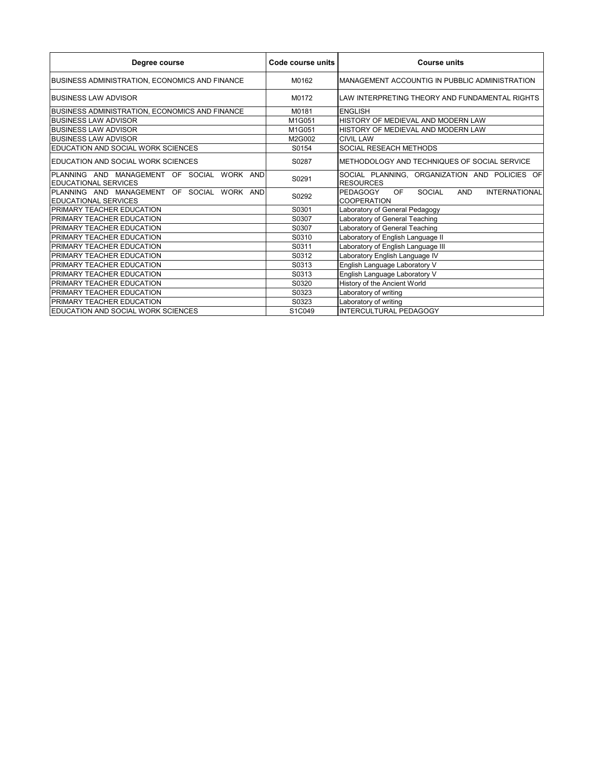| Degree course | Code course units | Course units |
|---|---|---|
| BUSINESS ADMINISTRATION, ECONOMICS AND FINANCE | M0162 | MANAGEMENT ACCOUNTIG IN PUBBLIC ADMINISTRATION |
| BUSINESS LAW ADVISOR | M0172 | LAW INTERPRETING THEORY AND FUNDAMENTAL RIGHTS |
| BUSINESS ADMINISTRATION, ECONOMICS AND FINANCE | M0181 | ENGLISH |
| BUSINESS LAW ADVISOR | M1G051 | HISTORY OF MEDIEVAL AND MODERN LAW |
| BUSINESS LAW ADVISOR | M1G051 | HISTORY OF MEDIEVAL AND MODERN LAW |
| BUSINESS LAW ADVISOR | M2G002 | CIVIL LAW |
| EDUCATION AND SOCIAL WORK SCIENCES | S0154 | SOCIAL RESEACH METHODS |
| EDUCATION AND SOCIAL WORK SCIENCES | S0287 | METHODOLOGY AND TECHNIQUES OF SOCIAL SERVICE |
| PLANNING AND MANAGEMENT OF SOCIAL WORK AND EDUCATIONAL SERVICES | S0291 | SOCIAL PLANNING, ORGANIZATION AND POLICIES OF RESOURCES |
| PLANNING AND MANAGEMENT OF SOCIAL WORK AND EDUCATIONAL SERVICES | S0292 | PEDAGOGY OF SOCIAL AND INTERNATIONAL COOPERATION |
| PRIMARY TEACHER EDUCATION | S0301 | Laboratory of General Pedagogy |
| PRIMARY TEACHER EDUCATION | S0307 | Laboratory of General Teaching |
| PRIMARY TEACHER EDUCATION | S0307 | Laboratory of General Teaching |
| PRIMARY TEACHER EDUCATION | S0310 | Laboratory of English Language II |
| PRIMARY TEACHER EDUCATION | S0311 | Laboratory of English Language III |
| PRIMARY TEACHER EDUCATION | S0312 | Laboratory English Language IV |
| PRIMARY TEACHER EDUCATION | S0313 | English Language Laboratory V |
| PRIMARY TEACHER EDUCATION | S0313 | English Language Laboratory V |
| PRIMARY TEACHER EDUCATION | S0320 | History of the Ancient World |
| PRIMARY TEACHER EDUCATION | S0323 | Laboratory of writing |
| PRIMARY TEACHER EDUCATION | S0323 | Laboratory of writing |
| EDUCATION AND SOCIAL WORK SCIENCES | S1C049 | INTERCULTURAL PEDAGOGY |